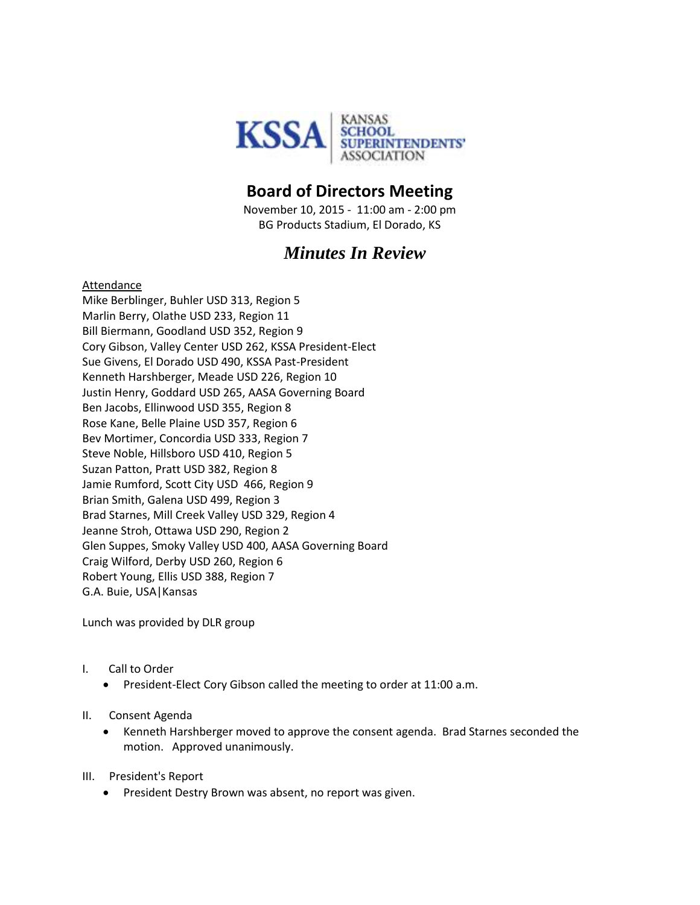KSSA | KANSAS SCHOOL SUPERINTENDENTS' ASSOCIATION

# Board of Directors Meeting

November 10, 2015 - 11:00 am - 2:00 pm
BG Products Stadium, El Dorado, KS

## *Minutes In Review*

Attendance

Mike Berblinger, Buhler USD 313, Region 5
Marlin Berry, Olathe USD 233, Region 11
Bill Biermann, Goodland USD 352, Region 9
Cory Gibson, Valley Center USD 262, KSSA President-Elect
Sue Givens, El Dorado USD 490, KSSA Past-President
Kenneth Harshberger, Meade USD 226, Region 10
Justin Henry, Goddard USD 265, AASA Governing Board
Ben Jacobs, Ellinwood USD 355, Region 8
Rose Kane, Belle Plaine USD 357, Region 6
Bev Mortimer, Concordia USD 333, Region 7
Steve Noble, Hillsboro USD 410, Region 5
Suzan Patton, Pratt USD 382, Region 8
Jamie Rumford, Scott City USD 466, Region 9
Brian Smith, Galena USD 499, Region 3
Brad Starnes, Mill Creek Valley USD 329, Region 4
Jeanne Stroh, Ottawa USD 290, Region 2
Glen Suppes, Smoky Valley USD 400, AASA Governing Board
Craig Wilford, Derby USD 260, Region 6
Robert Young, Ellis USD 388, Region 7
G.A. Buie, USA|Kansas

Lunch was provided by DLR group

I. Call to Order
- President-Elect Cory Gibson called the meeting to order at 11:00 a.m.

II. Consent Agenda
- Kenneth Harshberger moved to approve the consent agenda. Brad Starnes seconded the motion. Approved unanimously.

III. President's Report
- President Destry Brown was absent, no report was given.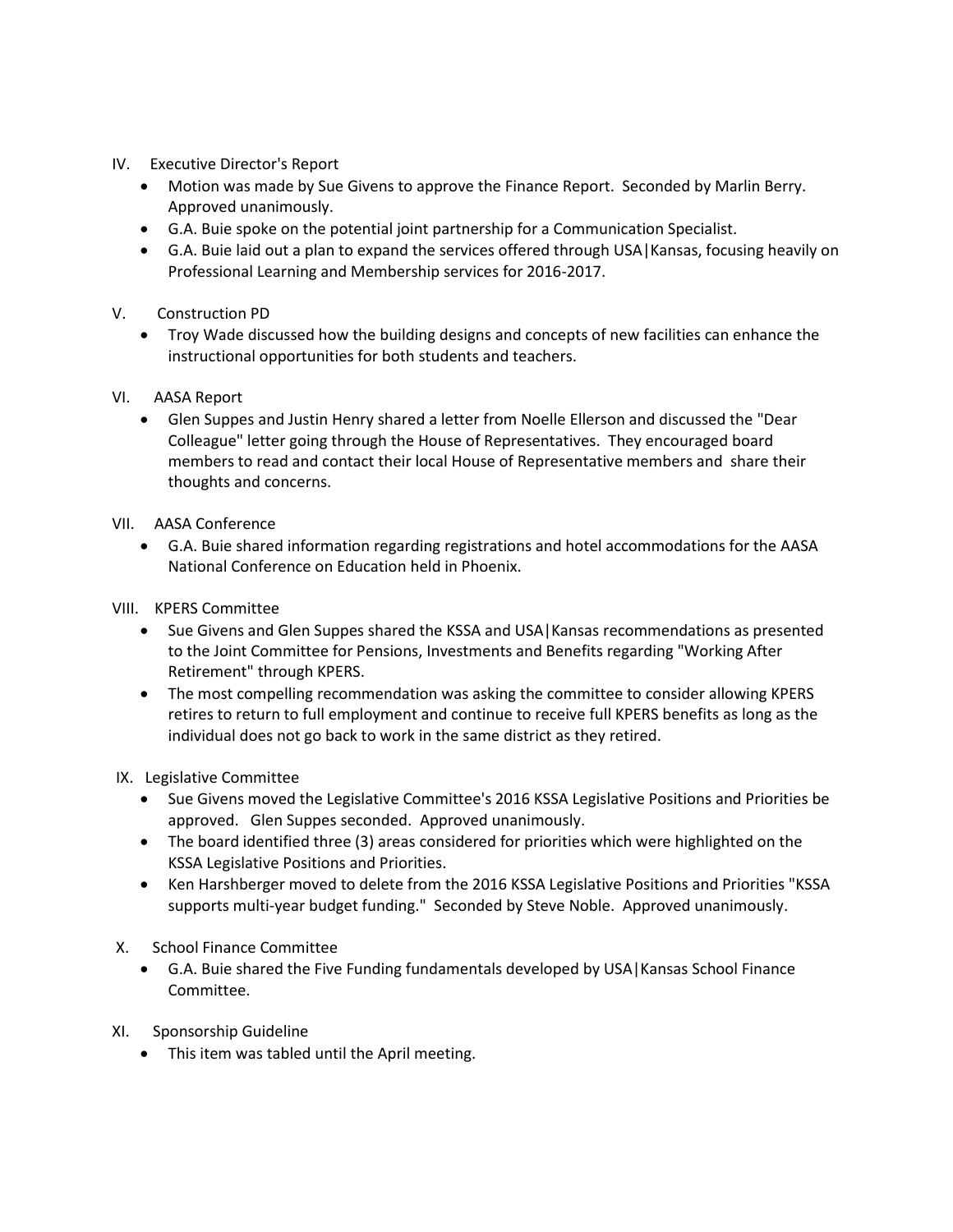IV. Executive Director's Report

- Motion was made by Sue Givens to approve the Finance Report. Seconded by Marlin Berry. Approved unanimously.
- G.A. Buie spoke on the potential joint partnership for a Communication Specialist.
- G.A. Buie laid out a plan to expand the services offered through USA|Kansas, focusing heavily on Professional Learning and Membership services for 2016-2017.

V. Construction PD

- Troy Wade discussed how the building designs and concepts of new facilities can enhance the instructional opportunities for both students and teachers.

VI. AASA Report

- Glen Suppes and Justin Henry shared a letter from Noelle Ellerson and discussed the "Dear Colleague" letter going through the House of Representatives. They encouraged board members to read and contact their local House of Representative members and share their thoughts and concerns.

VII. AASA Conference

- G.A. Buie shared information regarding registrations and hotel accommodations for the AASA National Conference on Education held in Phoenix.

VIII. KPERS Committee

- Sue Givens and Glen Suppes shared the KSSA and USA|Kansas recommendations as presented to the Joint Committee for Pensions, Investments and Benefits regarding "Working After Retirement" through KPERS.
- The most compelling recommendation was asking the committee to consider allowing KPERS retires to return to full employment and continue to receive full KPERS benefits as long as the individual does not go back to work in the same district as they retired.

IX. Legislative Committee

- Sue Givens moved the Legislative Committee's 2016 KSSA Legislative Positions and Priorities be approved. Glen Suppes seconded. Approved unanimously.
- The board identified three (3) areas considered for priorities which were highlighted on the KSSA Legislative Positions and Priorities.
- Ken Harshberger moved to delete from the 2016 KSSA Legislative Positions and Priorities "KSSA supports multi-year budget funding." Seconded by Steve Noble. Approved unanimously.

X. School Finance Committee

- G.A. Buie shared the Five Funding fundamentals developed by USA|Kansas School Finance Committee.

XI. Sponsorship Guideline

- This item was tabled until the April meeting.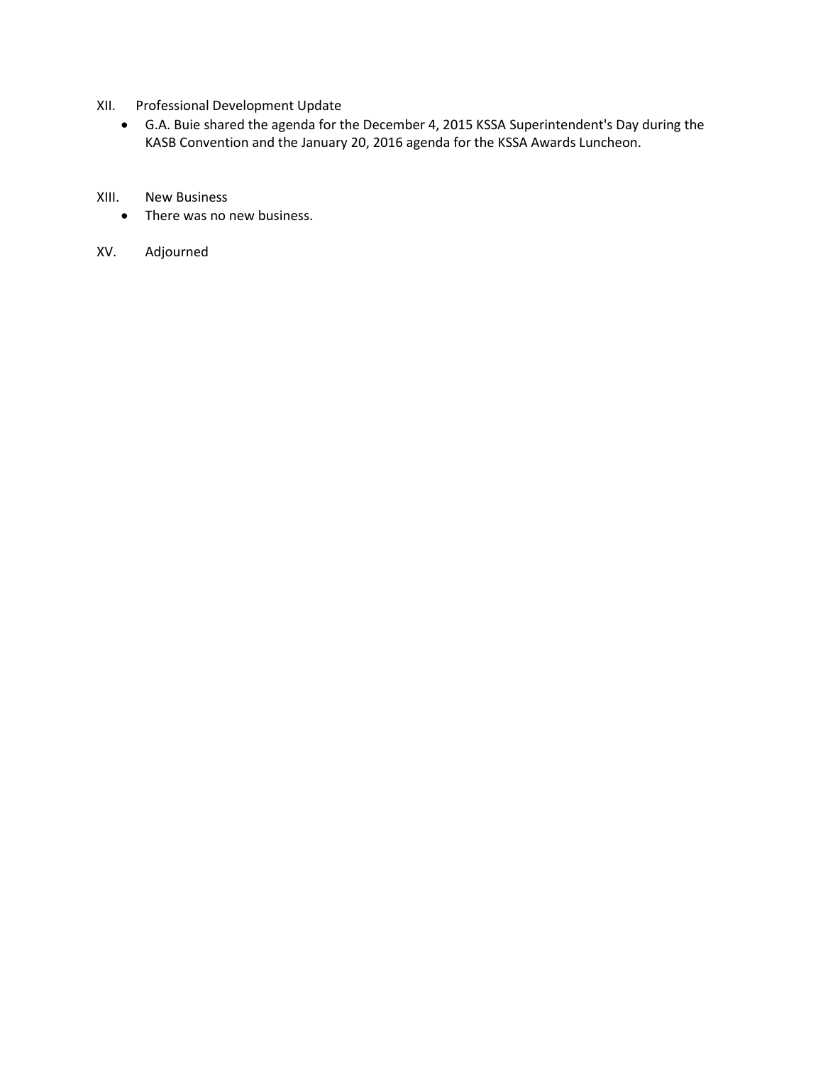XII. Professional Development Update

- G.A. Buie shared the agenda for the December 4, 2015 KSSA Superintendent's Day during the KASB Convention and the January 20, 2016 agenda for the KSSA Awards Luncheon.

XIII. New Business

- There was no new business.

XV. Adjourned